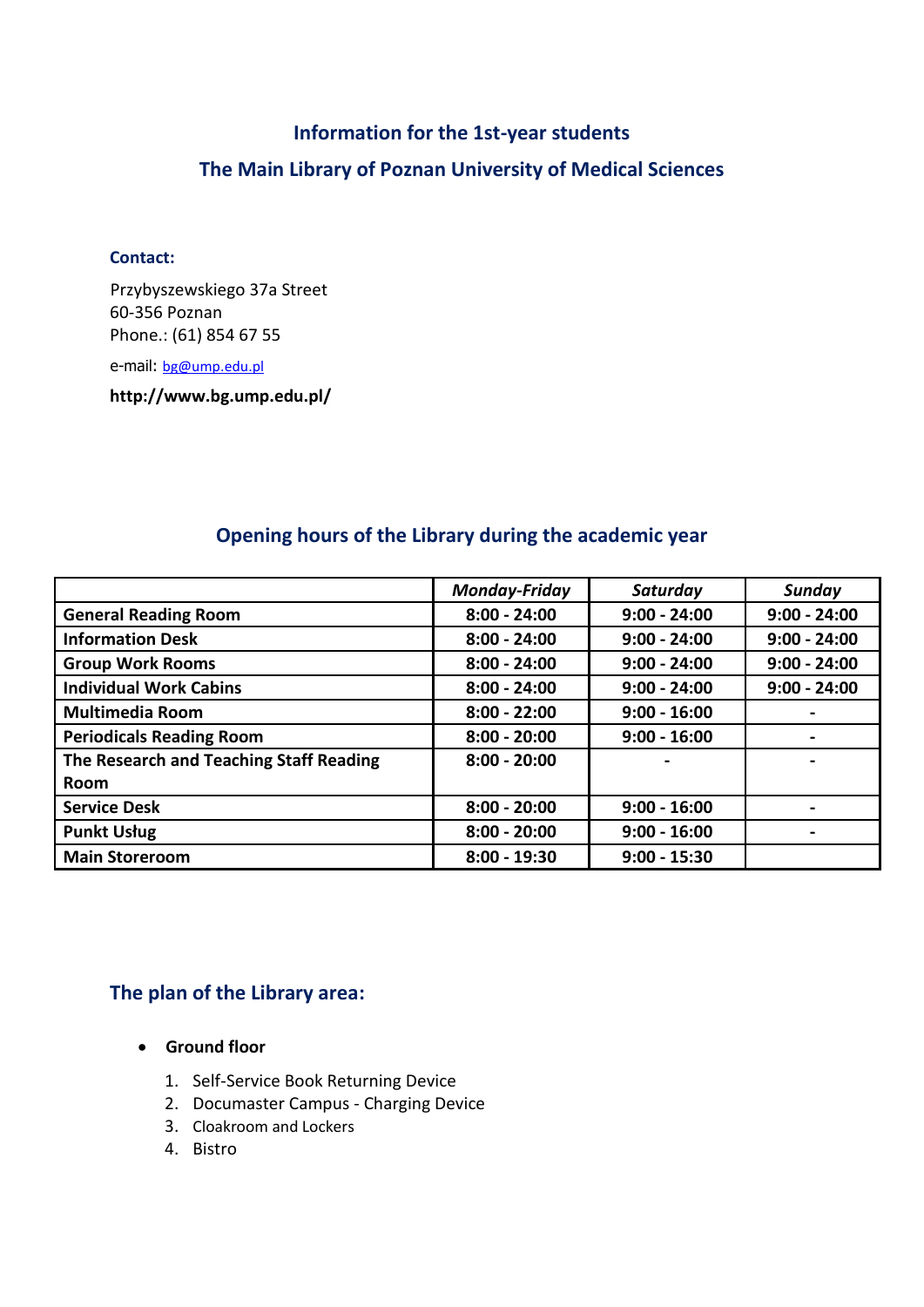## Information for the 1st-year students

## The Main Library of Poznan University of Medical Sciences

**Contact:**

Przybyszewskiego 37a Street
60-356 Poznan
Phone.: (61) 854 67 55

e-mail: bg@ump.edu.pl

**http://www.bg.ump.edu.pl/**

### Opening hours of the Library during the academic year

| | *Monday-Friday* | *Saturday* | *Sunday* |
|---|---|---|---|
| **General Reading Room** | **8:00 - 24:00** | **9:00 - 24:00** | **9:00 - 24:00** |
| **Information Desk** | **8:00 - 24:00** | **9:00 - 24:00** | **9:00 - 24:00** |
| **Group Work Rooms** | **8:00 - 24:00** | **9:00 - 24:00** | **9:00 - 24:00** |
| **Individual Work Cabins** | **8:00 - 24:00** | **9:00 - 24:00** | **9:00 - 24:00** |
| **Multimedia Room** | **8:00 - 22:00** | **9:00 - 16:00** | **-** |
| **Periodicals Reading Room** | **8:00 - 20:00** | **9:00 - 16:00** | **-** |
| **The Research and Teaching Staff Reading Room** | **8:00 - 20:00** | **-** | **-** |
| **Service Desk** | **8:00 - 20:00** | **9:00 - 16:00** | **-** |
| **Punkt Usług** | **8:00 - 20:00** | **9:00 - 16:00** | **-** |
| **Main Storeroom** | **8:00 - 19:30** | **9:00 - 15:30** | |

### The plan of the Library area:

- **Ground floor**
  1. Self-Service Book Returning Device
  2. Documaster Campus - Charging Device
  3. Cloakroom and Lockers
  4. Bistro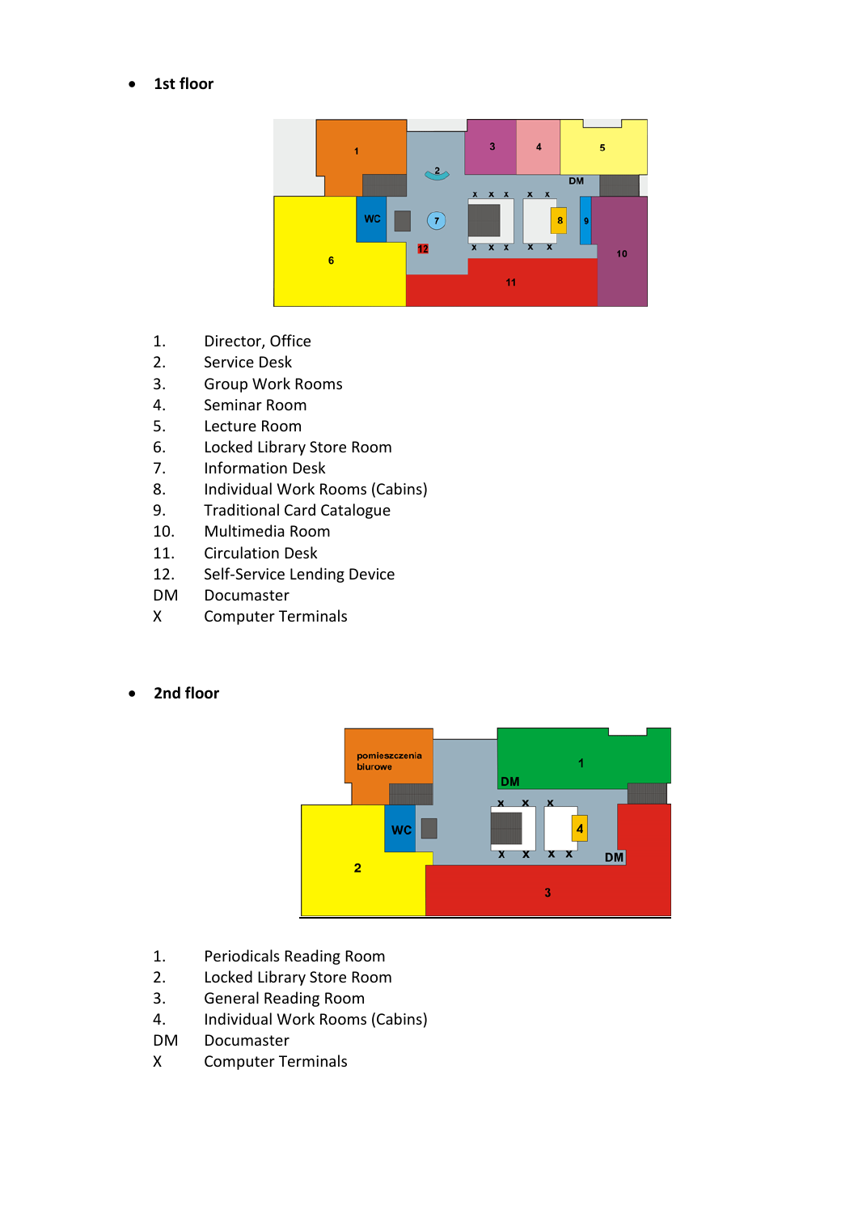- **1st floor**

1. Director, Office
2. Service Desk
3. Group Work Rooms
4. Seminar Room
5. Lecture Room
6. Locked Library Store Room
7. Information Desk
8. Individual Work Rooms (Cabins)
9. Traditional Card Catalogue
10. Multimedia Room
11. Circulation Desk
12. Self-Service Lending Device

DM Documaster

X Computer Terminals

- **2nd floor**

1. Periodicals Reading Room
2. Locked Library Store Room
3. General Reading Room
4. Individual Work Rooms (Cabins)

DM Documaster

X Computer Terminals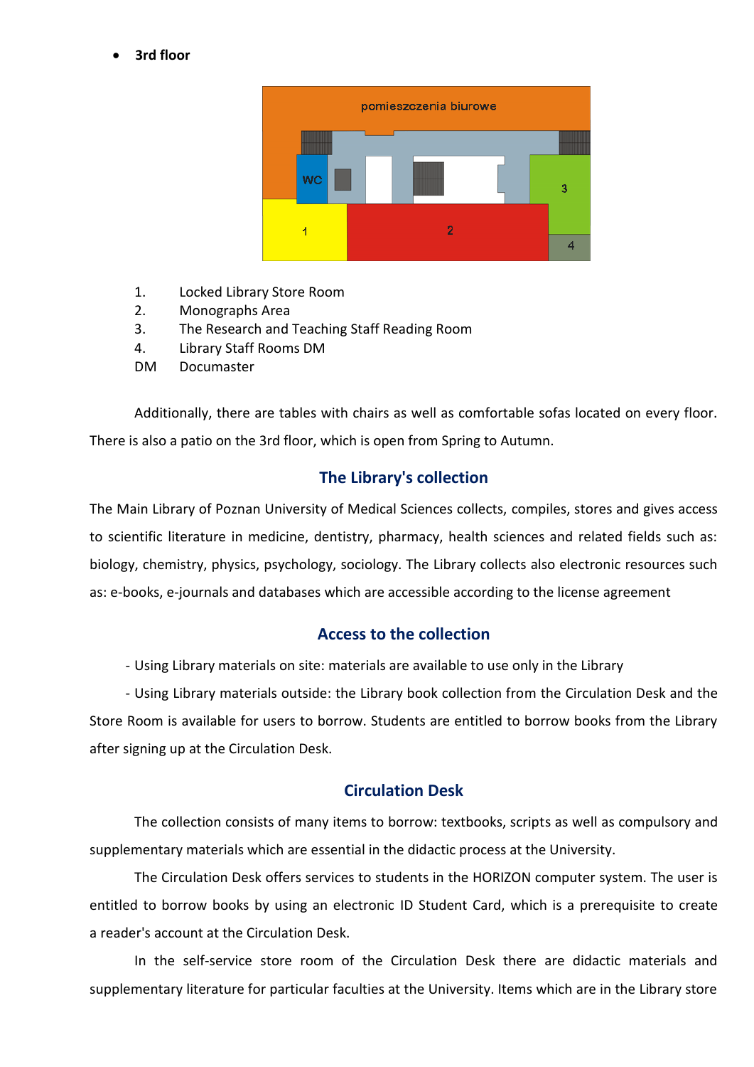- **3rd floor**

pomieszczenia biurowe

WC

1

2

3

4

1. Locked Library Store Room
2. Monographs Area
3. The Research and Teaching Staff Reading Room
4. Library Staff Rooms DM

DM Documaster

Additionally, there are tables with chairs as well as comfortable sofas located on every floor. There is also a patio on the 3rd floor, which is open from Spring to Autumn.

## The Library's collection

The Main Library of Poznan University of Medical Sciences collects, compiles, stores and gives access to scientific literature in medicine, dentistry, pharmacy, health sciences and related fields such as: biology, chemistry, physics, psychology, sociology. The Library collects also electronic resources such as: e-books, e-journals and databases which are accessible according to the license agreement

## Access to the collection

- Using Library materials on site: materials are available to use only in the Library

- Using Library materials outside: the Library book collection from the Circulation Desk and the Store Room is available for users to borrow. Students are entitled to borrow books from the Library after signing up at the Circulation Desk.

## Circulation Desk

The collection consists of many items to borrow: textbooks, scripts as well as compulsory and supplementary materials which are essential in the didactic process at the University.

The Circulation Desk offers services to students in the HORIZON computer system. The user is entitled to borrow books by using an electronic ID Student Card, which is a prerequisite to create a reader's account at the Circulation Desk.

In the self-service store room of the Circulation Desk there are didactic materials and supplementary literature for particular faculties at the University. Items which are in the Library store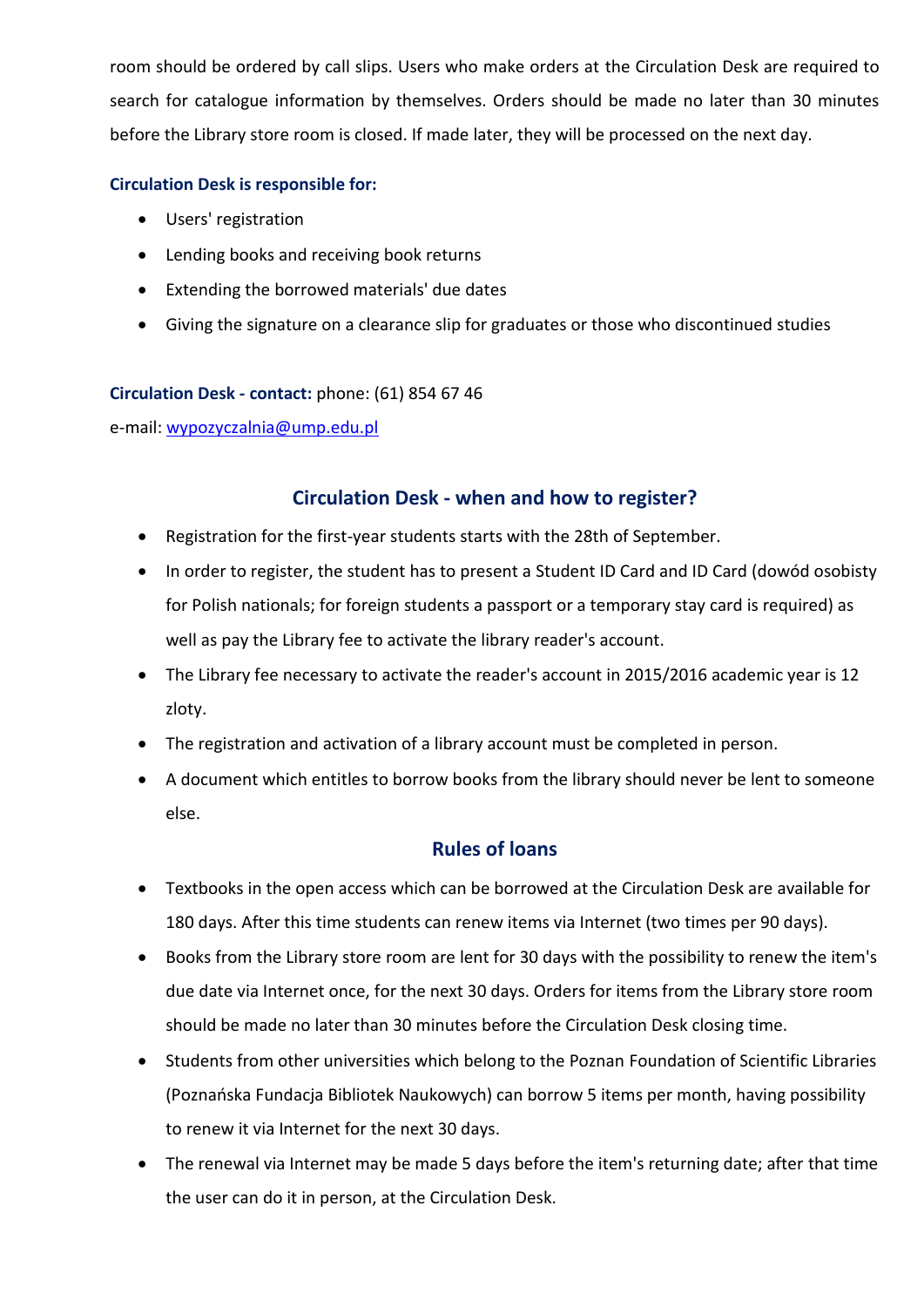room should be ordered by call slips. Users who make orders at the Circulation Desk are required to search for catalogue information by themselves. Orders should be made no later than 30 minutes before the Library store room is closed. If made later, they will be processed on the next day.

**Circulation Desk is responsible for:**

- Users' registration
- Lending books and receiving book returns
- Extending the borrowed materials' due dates
- Giving the signature on a clearance slip for graduates or those who discontinued studies

**Circulation Desk - contact:** phone: (61) 854 67 46

e-mail: wypozyczalnia@ump.edu.pl

## Circulation Desk - when and how to register?

- Registration for the first-year students starts with the 28th of September.
- In order to register, the student has to present a Student ID Card and ID Card (dowód osobisty for Polish nationals; for foreign students a passport or a temporary stay card is required) as well as pay the Library fee to activate the library reader's account.
- The Library fee necessary to activate the reader's account in 2015/2016 academic year is 12 zloty.
- The registration and activation of a library account must be completed in person.
- A document which entitles to borrow books from the library should never be lent to someone else.

## Rules of loans

- Textbooks in the open access which can be borrowed at the Circulation Desk are available for 180 days. After this time students can renew items via Internet (two times per 90 days).
- Books from the Library store room are lent for 30 days with the possibility to renew the item's due date via Internet once, for the next 30 days. Orders for items from the Library store room should be made no later than 30 minutes before the Circulation Desk closing time.
- Students from other universities which belong to the Poznan Foundation of Scientific Libraries (Poznańska Fundacja Bibliotek Naukowych) can borrow 5 items per month, having possibility to renew it via Internet for the next 30 days.
- The renewal via Internet may be made 5 days before the item's returning date; after that time the user can do it in person, at the Circulation Desk.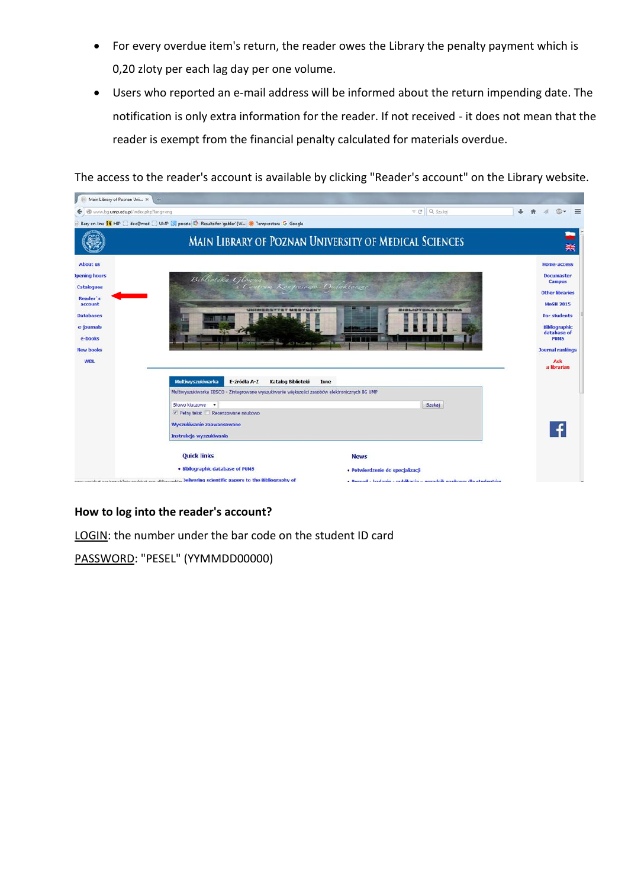- For every overdue item's return, the reader owes the Library the penalty payment which is 0,20 zloty per each lag day per one volume.
- Users who reported an e-mail address will be informed about the return impending date. The notification is only extra information for the reader. If not received - it does not mean that the reader is exempt from the financial penalty calculated for materials overdue.

The access to the reader's account is available by clicking "Reader's account" on the Library website.

**How to log into the reader's account?**

LOGIN: the number under the bar code on the student ID card

PASSWORD: "PESEL" (YYMMDD00000)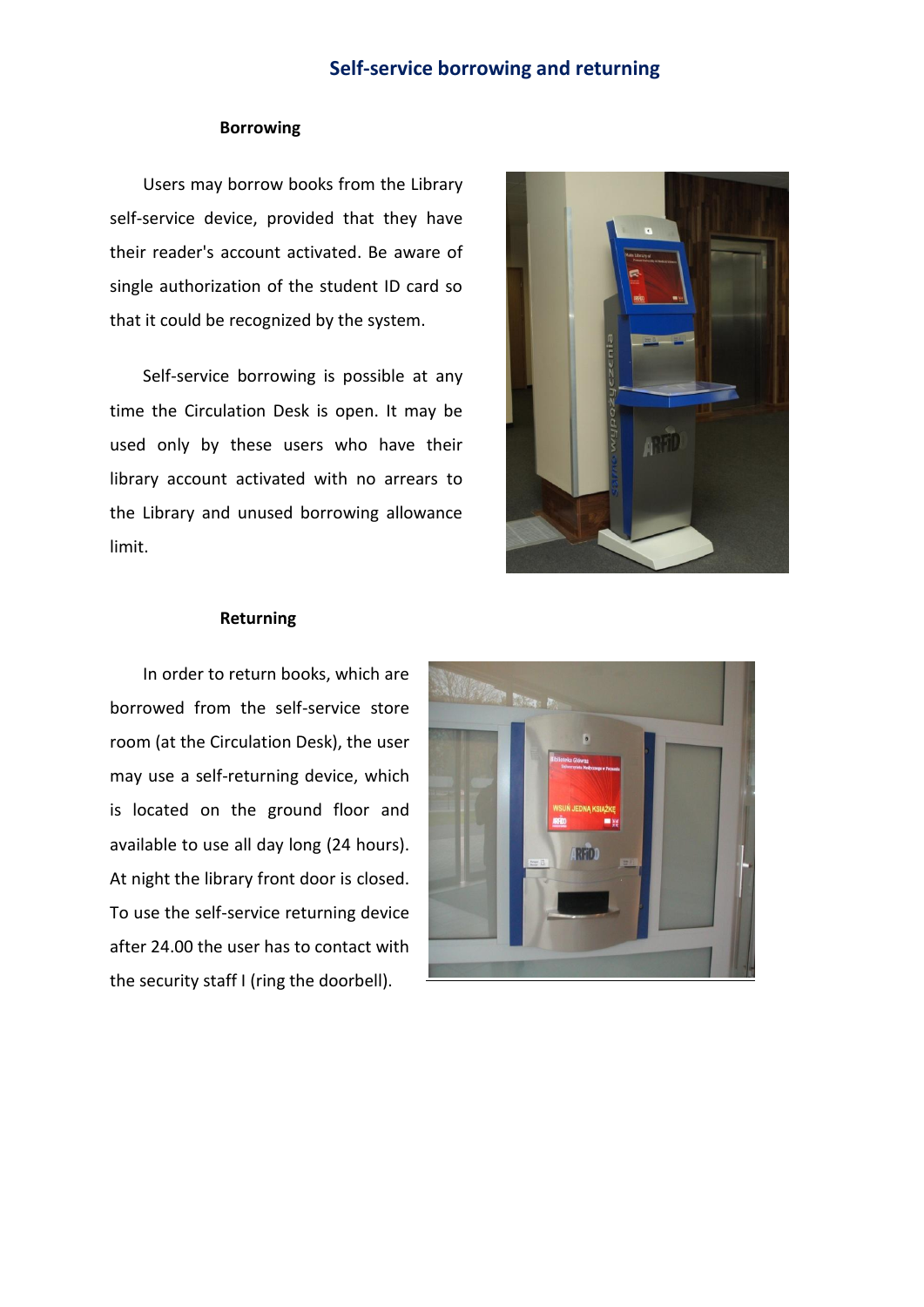## Self-service borrowing and returning

### Borrowing

Users may borrow books from the Library self-service device, provided that they have their reader's account activated. Be aware of single authorization of the student ID card so that it could be recognized by the system.

Self-service borrowing is possible at any time the Circulation Desk is open. It may be used only by these users who have their library account activated with no arrears to the Library and unused borrowing allowance limit.

### Returning

In order to return books, which are borrowed from the self-service store room (at the Circulation Desk), the user may use a self-returning device, which is located on the ground floor and available to use all day long (24 hours). At night the library front door is closed. To use the self-service returning device after 24.00 the user has to contact with the security staff I (ring the doorbell).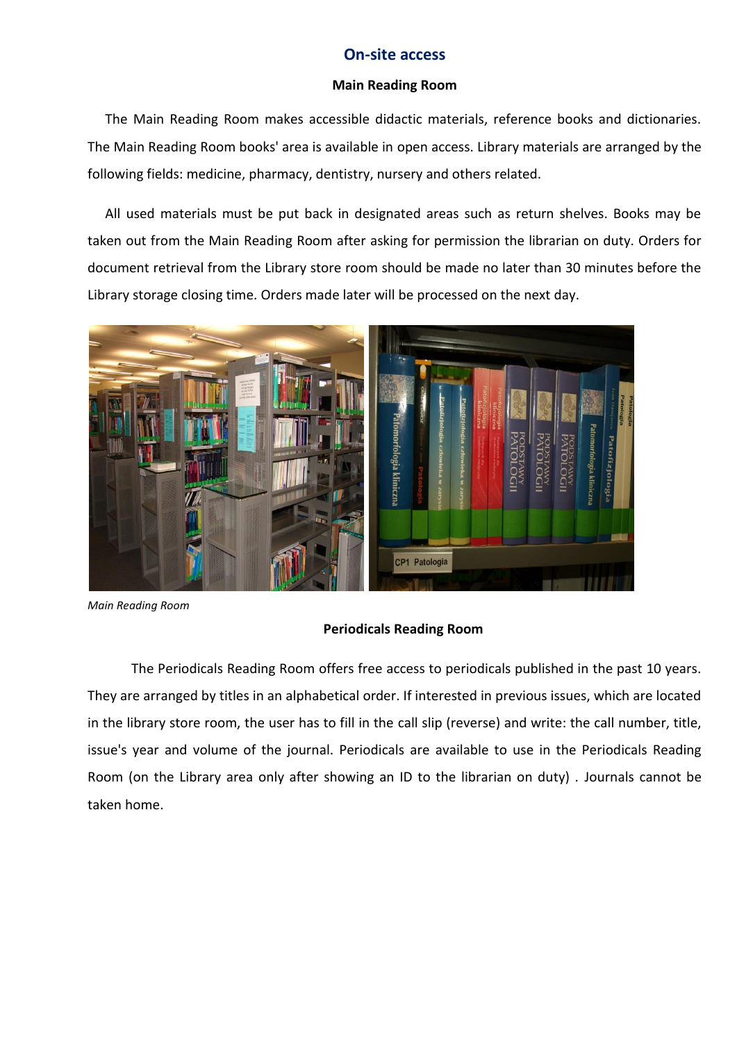## On-site access

### Main Reading Room

The Main Reading Room makes accessible didactic materials, reference books and dictionaries. The Main Reading Room books' area is available in open access. Library materials are arranged by the following fields: medicine, pharmacy, dentistry, nursery and others related.

All used materials must be put back in designated areas such as return shelves. Books may be taken out from the Main Reading Room after asking for permission the librarian on duty. Orders for document retrieval from the Library store room should be made no later than 30 minutes before the Library storage closing time. Orders made later will be processed on the next day.

*Main Reading Room*

### Periodicals Reading Room

The Periodicals Reading Room offers free access to periodicals published in the past 10 years. They are arranged by titles in an alphabetical order. If interested in previous issues, which are located in the library store room, the user has to fill in the call slip (reverse) and write: the call number, title, issue's year and volume of the journal. Periodicals are available to use in the Periodicals Reading Room (on the Library area only after showing an ID to the librarian on duty) . Journals cannot be taken home.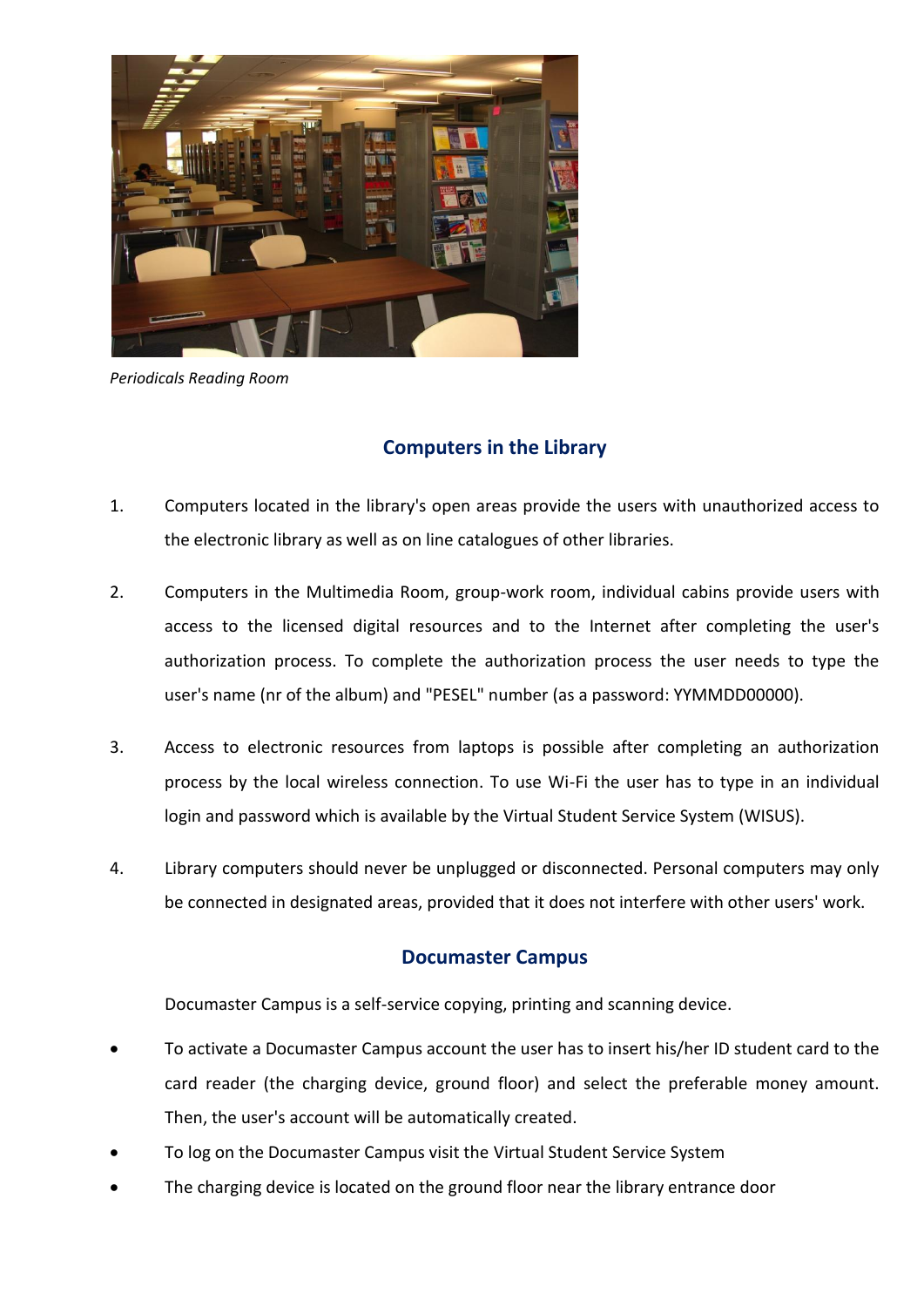*Periodicals Reading Room*

## Computers in the Library

1. Computers located in the library's open areas provide the users with unauthorized access to the electronic library as well as on line catalogues of other libraries.

2. Computers in the Multimedia Room, group-work room, individual cabins provide users with access to the licensed digital resources and to the Internet after completing the user's authorization process. To complete the authorization process the user needs to type the user's name (nr of the album) and "PESEL" number (as a password: YYMMDD00000).

3. Access to electronic resources from laptops is possible after completing an authorization process by the local wireless connection. To use Wi-Fi the user has to type in an individual login and password which is available by the Virtual Student Service System (WISUS).

4. Library computers should never be unplugged or disconnected. Personal computers may only be connected in designated areas, provided that it does not interfere with other users' work.

## Documaster Campus

Documaster Campus is a self-service copying, printing and scanning device.

- To activate a Documaster Campus account the user has to insert his/her ID student card to the card reader (the charging device, ground floor) and select the preferable money amount. Then, the user's account will be automatically created.
- To log on the Documaster Campus visit the Virtual Student Service System
- The charging device is located on the ground floor near the library entrance door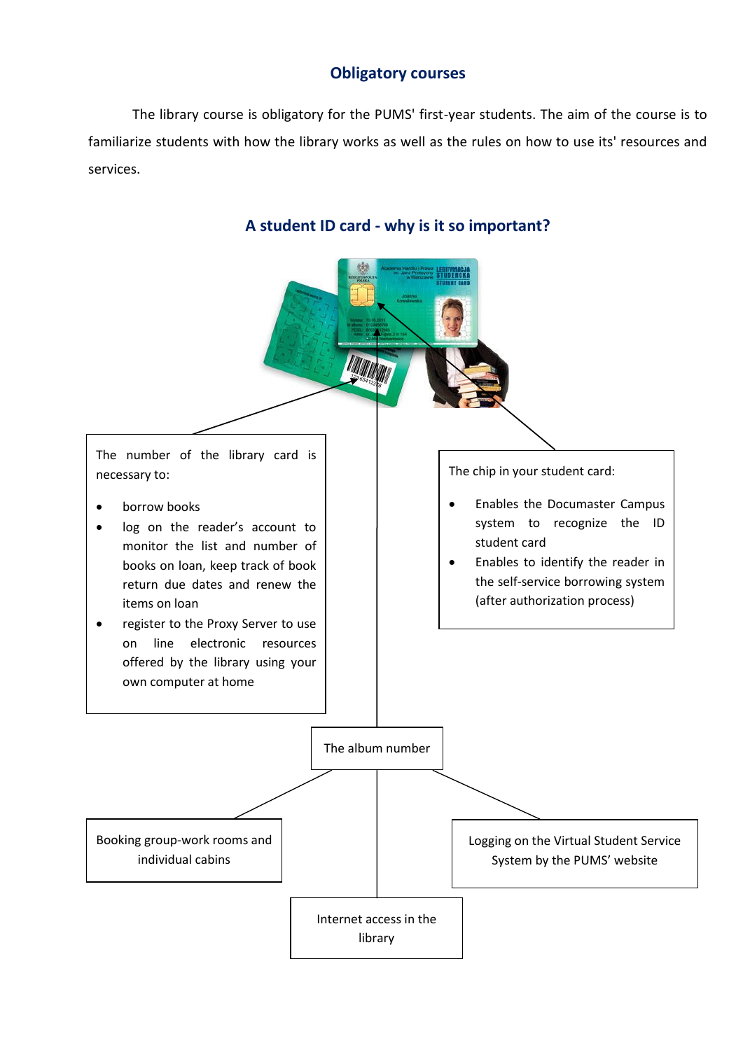## Obligatory courses

The library course is obligatory for the PUMS' first-year students. The aim of the course is to familiarize students with how the library works as well as the rules on how to use its' resources and services.

## A student ID card - why is it so important?

The number of the library card is necessary to:

- borrow books
- log on the reader's account to monitor the list and number of books on loan, keep track of book return due dates and renew the items on loan
- register to the Proxy Server to use on line electronic resources offered by the library using your own computer at home

The chip in your student card:

- Enables the Documaster Campus system to recognize the ID student card
- Enables to identify the reader in the self-service borrowing system (after authorization process)

The album number

Booking group-work rooms and individual cabins

Logging on the Virtual Student Service System by the PUMS' website

Internet access in the library